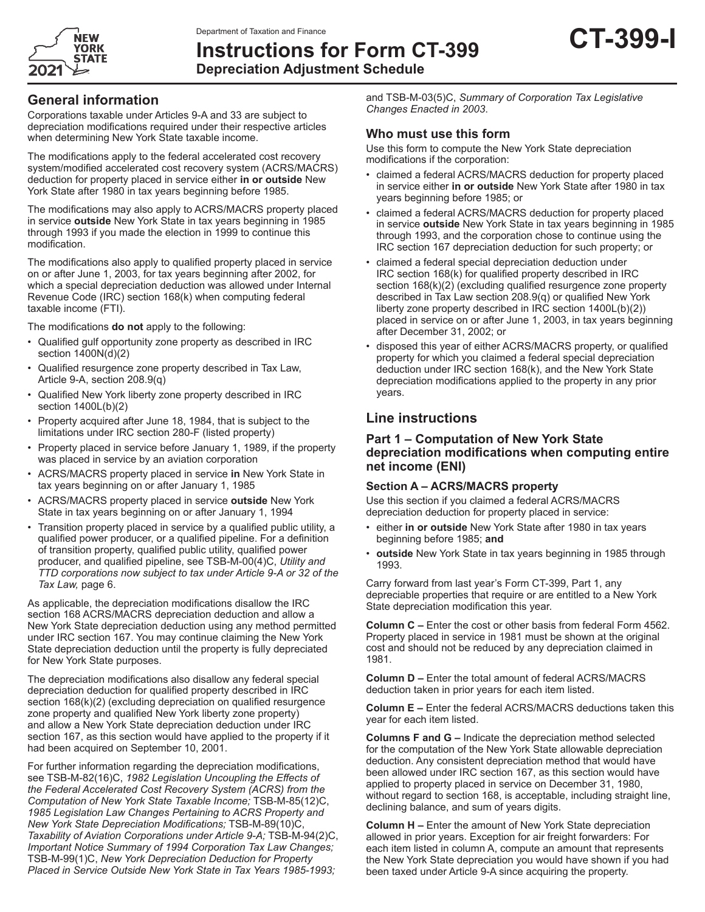Department of Taxation and Finance

# Instructions for Form CT-399

**Depreciation Adjustment Schedule**

**CT-399-I**

## General information

Corporations taxable under Articles 9-A and 33 are subject to depreciation modifications required under their respective articles when determining New York State taxable income.

The modifications apply to the federal accelerated cost recovery system/modified accelerated cost recovery system (ACRS/MACRS) deduction for property placed in service either **in or outside** New York State after 1980 in tax years beginning before 1985.

The modifications may also apply to ACRS/MACRS property placed in service **outside** New York State in tax years beginning in 1985 through 1993 if you made the election in 1999 to continue this modification.

The modifications also apply to qualified property placed in service on or after June 1, 2003, for tax years beginning after 2002, for which a special depreciation deduction was allowed under Internal Revenue Code (IRC) section 168(k) when computing federal taxable income (FTI).

The modifications **do not** apply to the following:

- Qualified gulf opportunity zone property as described in IRC section 1400N(d)(2)
- Qualified resurgence zone property described in Tax Law, Article 9-A, section 208.9(q)
- Qualified New York liberty zone property described in IRC section 1400L(b)(2)
- Property acquired after June 18, 1984, that is subject to the limitations under IRC section 280-F (listed property)
- Property placed in service before January 1, 1989, if the property was placed in service by an aviation corporation
- ACRS/MACRS property placed in service **in** New York State in tax years beginning on or after January 1, 1985
- ACRS/MACRS property placed in service **outside** New York State in tax years beginning on or after January 1, 1994
- Transition property placed in service by a qualified public utility, a qualified power producer, or a qualified pipeline. For a definition of transition property, qualified public utility, qualified power producer, and qualified pipeline, see TSB-M-00(4)C, *Utility and TTD corporations now subject to tax under Article 9-A or 32 of the Tax Law,* page 6.

As applicable, the depreciation modifications disallow the IRC section 168 ACRS/MACRS depreciation deduction and allow a New York State depreciation deduction using any method permitted under IRC section 167. You may continue claiming the New York State depreciation deduction until the property is fully depreciated for New York State purposes.

The depreciation modifications also disallow any federal special depreciation deduction for qualified property described in IRC section 168(k)(2) (excluding depreciation on qualified resurgence zone property and qualified New York liberty zone property) and allow a New York State depreciation deduction under IRC section 167, as this section would have applied to the property if it had been acquired on September 10, 2001.

For further information regarding the depreciation modifications, see TSB-M-82(16)C, *1982 Legislation Uncoupling the Effects of the Federal Accelerated Cost Recovery System (ACRS) from the Computation of New York State Taxable Income;* TSB-M-85(12)C, *1985 Legislation Law Changes Pertaining to ACRS Property and New York State Depreciation Modifications;* TSB-M-89(10)C, *Taxability of Aviation Corporations under Article 9-A;* TSB-M-94(2)C, *Important Notice Summary of 1994 Corporation Tax Law Changes;* TSB-M-99(1)C, *New York Depreciation Deduction for Property Placed in Service Outside New York State in Tax Years 1985-1993;* and TSB-M-03(5)C, *Summary of Corporation Tax Legislative Changes Enacted in 2003*.

### Who must use this form

Use this form to compute the New York State depreciation modifications if the corporation:

- claimed a federal ACRS/MACRS deduction for property placed in service either **in or outside** New York State after 1980 in tax years beginning before 1985; or
- claimed a federal ACRS/MACRS deduction for property placed in service **outside** New York State in tax years beginning in 1985 through 1993, and the corporation chose to continue using the IRC section 167 depreciation deduction for such property; or
- claimed a federal special depreciation deduction under IRC section 168(k) for qualified property described in IRC section 168(k)(2) (excluding qualified resurgence zone property described in Tax Law section 208.9(q) or qualified New York liberty zone property described in IRC section 1400L(b)(2)) placed in service on or after June 1, 2003, in tax years beginning after December 31, 2002; or
- disposed this year of either ACRS/MACRS property, or qualified property for which you claimed a federal special depreciation deduction under IRC section 168(k), and the New York State depreciation modifications applied to the property in any prior years.

## Line instructions

### Part 1 – Computation of New York State depreciation modifications when computing entire net income (ENI)

#### Section A – ACRS/MACRS property

Use this section if you claimed a federal ACRS/MACRS depreciation deduction for property placed in service:

- either **in or outside** New York State after 1980 in tax years beginning before 1985; **and**
- **outside** New York State in tax years beginning in 1985 through 1993.

Carry forward from last year's Form CT-399, Part 1, any depreciable properties that require or are entitled to a New York State depreciation modification this year.

**Column C –** Enter the cost or other basis from federal Form 4562. Property placed in service in 1981 must be shown at the original cost and should not be reduced by any depreciation claimed in 1981.

**Column D –** Enter the total amount of federal ACRS/MACRS deduction taken in prior years for each item listed.

**Column E –** Enter the federal ACRS/MACRS deductions taken this year for each item listed.

**Columns F and G –** Indicate the depreciation method selected for the computation of the New York State allowable depreciation deduction. Any consistent depreciation method that would have been allowed under IRC section 167, as this section would have applied to property placed in service on December 31, 1980, without regard to section 168, is acceptable, including straight line, declining balance, and sum of years digits.

**Column H –** Enter the amount of New York State depreciation allowed in prior years. Exception for air freight forwarders: For each item listed in column A, compute an amount that represents the New York State depreciation you would have shown if you had been taxed under Article 9-A since acquiring the property.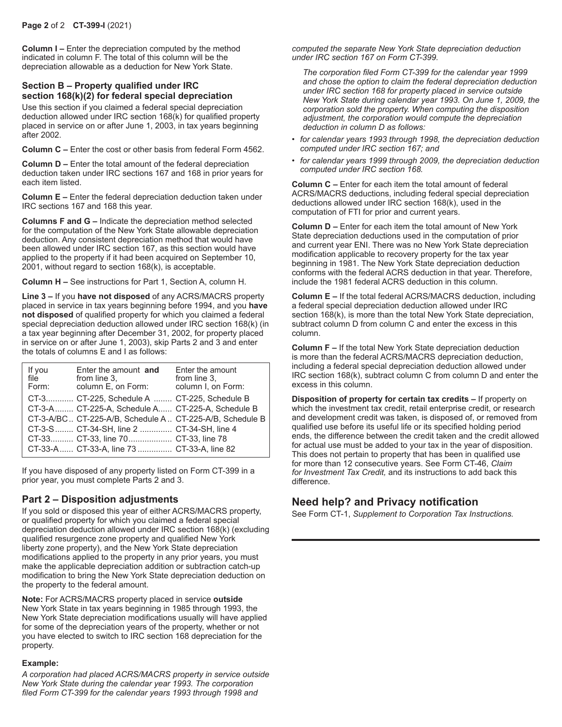**Column I –** Enter the depreciation computed by the method indicated in column F. The total of this column will be the depreciation allowable as a deduction for New York State.

### Section B – Property qualified under IRC section 168(k)(2) for federal special depreciation

Use this section if you claimed a federal special depreciation deduction allowed under IRC section 168(k) for qualified property placed in service on or after June 1, 2003, in tax years beginning after 2002.

**Column C –** Enter the cost or other basis from federal Form 4562.

**Column D –** Enter the total amount of the federal depreciation deduction taken under IRC sections 167 and 168 in prior years for each item listed.

**Column E –** Enter the federal depreciation deduction taken under IRC sections 167 and 168 this year.

**Columns F and G –** Indicate the depreciation method selected for the computation of the New York State allowable depreciation deduction. Any consistent depreciation method that would have been allowed under IRC section 167, as this section would have applied to the property if it had been acquired on September 10, 2001, without regard to section 168(k), is acceptable.

**Column H –** See instructions for Part 1, Section A, column H.

**Line 3 –** If you **have not disposed** of any ACRS/MACRS property placed in service in tax years beginning before 1994, and you **have not disposed** of qualified property for which you claimed a federal special depreciation deduction allowed under IRC section 168(k) (in a tax year beginning after December 31, 2002, for property placed in service on or after June 1, 2003), skip Parts 2 and 3 and enter the totals of columns E and I as follows:

| If you file Form: | Enter the amount from line 3, column E, on Form: **and** | Enter the amount from line 3, column I, on Form: |
|---|---|---|
| CT-3 | CT-225, Schedule A | CT-225, Schedule B |
| CT-3-A | CT-225-A, Schedule A | CT-225-A, Schedule B |
| CT-3-A/BC | CT-225-A/B, Schedule A | CT-225-A/B, Schedule B |
| CT-3-S | CT-34-SH, line 2 | CT-34-SH, line 4 |
| CT-33 | CT-33, line 70 | CT-33, line 78 |
| CT-33-A | CT-33-A, line 73 | CT-33-A, line 82 |

If you have disposed of any property listed on Form CT-399 in a prior year, you must complete Parts 2 and 3.

## Part 2 – Disposition adjustments

If you sold or disposed this year of either ACRS/MACRS property, or qualified property for which you claimed a federal special depreciation deduction allowed under IRC section 168(k) (excluding qualified resurgence zone property and qualified New York liberty zone property), and the New York State depreciation modifications applied to the property in any prior years, you must make the applicable depreciation addition or subtraction catch-up modification to bring the New York State depreciation deduction on the property to the federal amount.

**Note:** For ACRS/MACRS property placed in service **outside** New York State in tax years beginning in 1985 through 1993, the New York State depreciation modifications usually will have applied for some of the depreciation years of the property, whether or not you have elected to switch to IRC section 168 depreciation for the property.

**Example:**

*A corporation had placed ACRS/MACRS property in service outside New York State during the calendar year 1993. The corporation filed Form CT-399 for the calendar years 1993 through 1998 and computed the separate New York State depreciation deduction under IRC section 167 on Form CT-399.*

*The corporation filed Form CT-399 for the calendar year 1999 and chose the option to claim the federal depreciation deduction under IRC section 168 for property placed in service outside New York State during calendar year 1993. On June 1, 2009, the corporation sold the property. When computing the disposition adjustment, the corporation would compute the depreciation deduction in column D as follows:*

- *for calendar years 1993 through 1998, the depreciation deduction computed under IRC section 167; and*
- *for calendar years 1999 through 2009, the depreciation deduction computed under IRC section 168.*

**Column C –** Enter for each item the total amount of federal ACRS/MACRS deductions, including federal special depreciation deductions allowed under IRC section 168(k), used in the computation of FTI for prior and current years.

**Column D –** Enter for each item the total amount of New York State depreciation deductions used in the computation of prior and current year ENI. There was no New York State depreciation modification applicable to recovery property for the tax year beginning in 1981. The New York State depreciation deduction conforms with the federal ACRS deduction in that year. Therefore, include the 1981 federal ACRS deduction in this column.

**Column E –** If the total federal ACRS/MACRS deduction, including a federal special depreciation deduction allowed under IRC section 168(k), is more than the total New York State depreciation, subtract column D from column C and enter the excess in this column.

**Column F –** If the total New York State depreciation deduction is more than the federal ACRS/MACRS depreciation deduction, including a federal special depreciation deduction allowed under IRC section 168(k), subtract column C from column D and enter the excess in this column.

**Disposition of property for certain tax credits –** If property on which the investment tax credit, retail enterprise credit, or research and development credit was taken, is disposed of, or removed from qualified use before its useful life or its specified holding period ends, the difference between the credit taken and the credit allowed for actual use must be added to your tax in the year of disposition. This does not pertain to property that has been in qualified use for more than 12 consecutive years. See Form CT-46, *Claim for Investment Tax Credit,* and its instructions to add back this difference.

## Need help? and Privacy notification

See Form CT-1, *Supplement to Corporation Tax Instructions.*